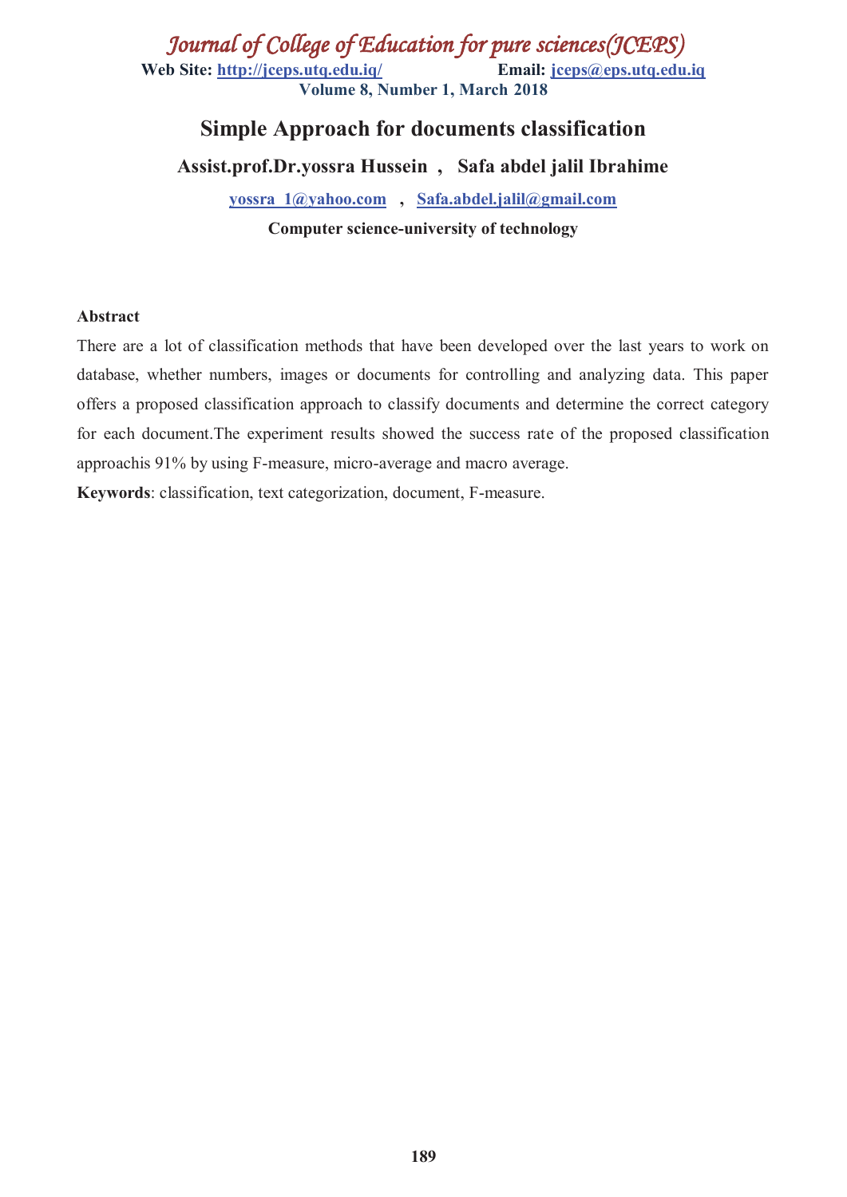# Simple Approach for documents classification

**Assist.prof.Dr.yossra Hussein , Safa abdel jalil Ibrahime**

yossra_1@yahoo.com , Safa.abdel.jalil@gmail.com

**Computer science-university of technology**

**Abstract**

There are a lot of classification methods that have been developed over the last years to work on database, whether numbers, images or documents for controlling and analyzing data. This paper offers a proposed classification approach to classify documents and determine the correct category for each document.The experiment results showed the success rate of the proposed classification approachis 91% by using F-measure, micro-average and macro average.

**Keywords**: classification, text categorization, document, F-measure.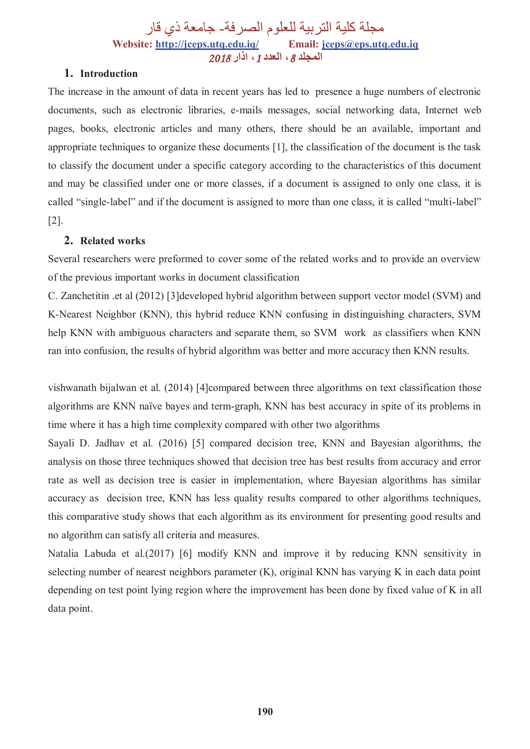## 1. Introduction

The increase in the amount of data in recent years has led to presence a huge numbers of electronic documents, such as electronic libraries, e-mails messages, social networking data, Internet web pages, books, electronic articles and many others, there should be an available, important and appropriate techniques to organize these documents [1], the classification of the document is the task to classify the document under a specific category according to the characteristics of this document and may be classified under one or more classes, if a document is assigned to only one class, it is called "single-label" and if the document is assigned to more than one class, it is called "multi-label" [2].

## 2. Related works

Several researchers were preformed to cover some of the related works and to provide an overview of the previous important works in document classification

C. Zanchetitin .et al (2012) [3]developed hybrid algorithm between support vector model (SVM) and K-Nearest Neighbor (KNN), this hybrid reduce KNN confusing in distinguishing characters, SVM help KNN with ambiguous characters and separate them, so SVM work as classifiers when KNN ran into confusion, the results of hybrid algorithm was better and more accuracy then KNN results.

vishwanath bijalwan et al. (2014) [4]compared between three algorithms on text classification those algorithms are KNN naïve bayes and term-graph, KNN has best accuracy in spite of its problems in time where it has a high time complexity compared with other two algorithms

Sayali D. Jadhav et al. (2016) [5] compared decision tree, KNN and Bayesian algorithms, the analysis on those three techniques showed that decision tree has best results from accuracy and error rate as well as decision tree is easier in implementation, where Bayesian algorithms has similar accuracy as decision tree, KNN has less quality results compared to other algorithms techniques, this comparative study shows that each algorithm as its environment for presenting good results and no algorithm can satisfy all criteria and measures.

Natalia Labuda et al.(2017) [6] modify KNN and improve it by reducing KNN sensitivity in selecting number of nearest neighbors parameter (K), original KNN has varying K in each data point depending on test point lying region where the improvement has been done by fixed value of K in all data point.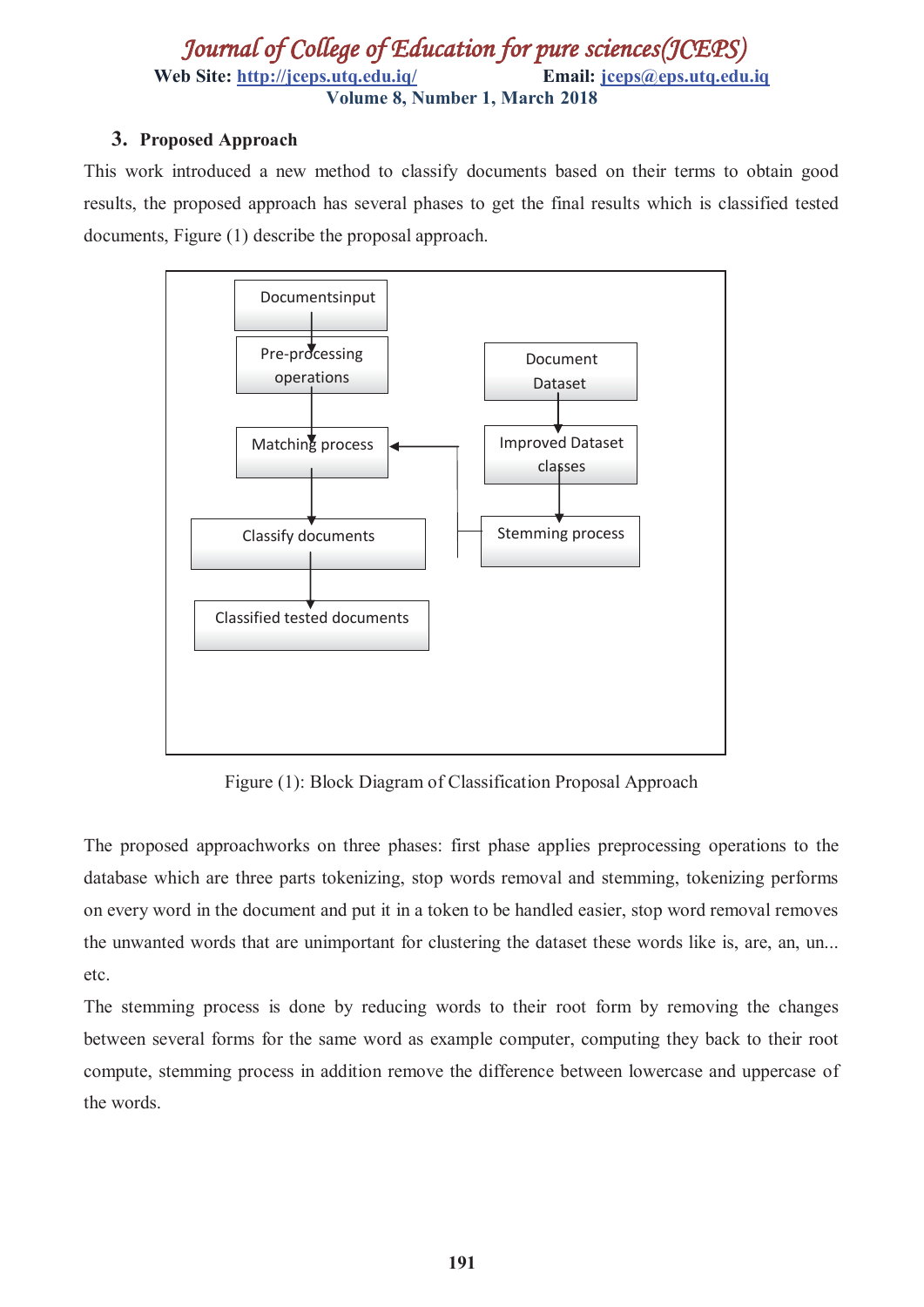### 3. Proposed Approach

This work introduced a new method to classify documents based on their terms to obtain good results, the proposed approach has several phases to get the final results which is classified tested documents, Figure (1) describe the proposal approach.

Documentsinput

Pre-processing operations

Matching process

Classify documents

Classified tested documents

Document Dataset

Improved Dataset classes

Stemming process

Figure (1): Block Diagram of Classification Proposal Approach

The proposed approachworks on three phases: first phase applies preprocessing operations to the database which are three parts tokenizing, stop words removal and stemming, tokenizing performs on every word in the document and put it in a token to be handled easier, stop word removal removes the unwanted words that are unimportant for clustering the dataset these words like is, are, an, un... etc.

The stemming process is done by reducing words to their root form by removing the changes between several forms for the same word as example computer, computing they back to their root compute, stemming process in addition remove the difference between lowercase and uppercase of the words.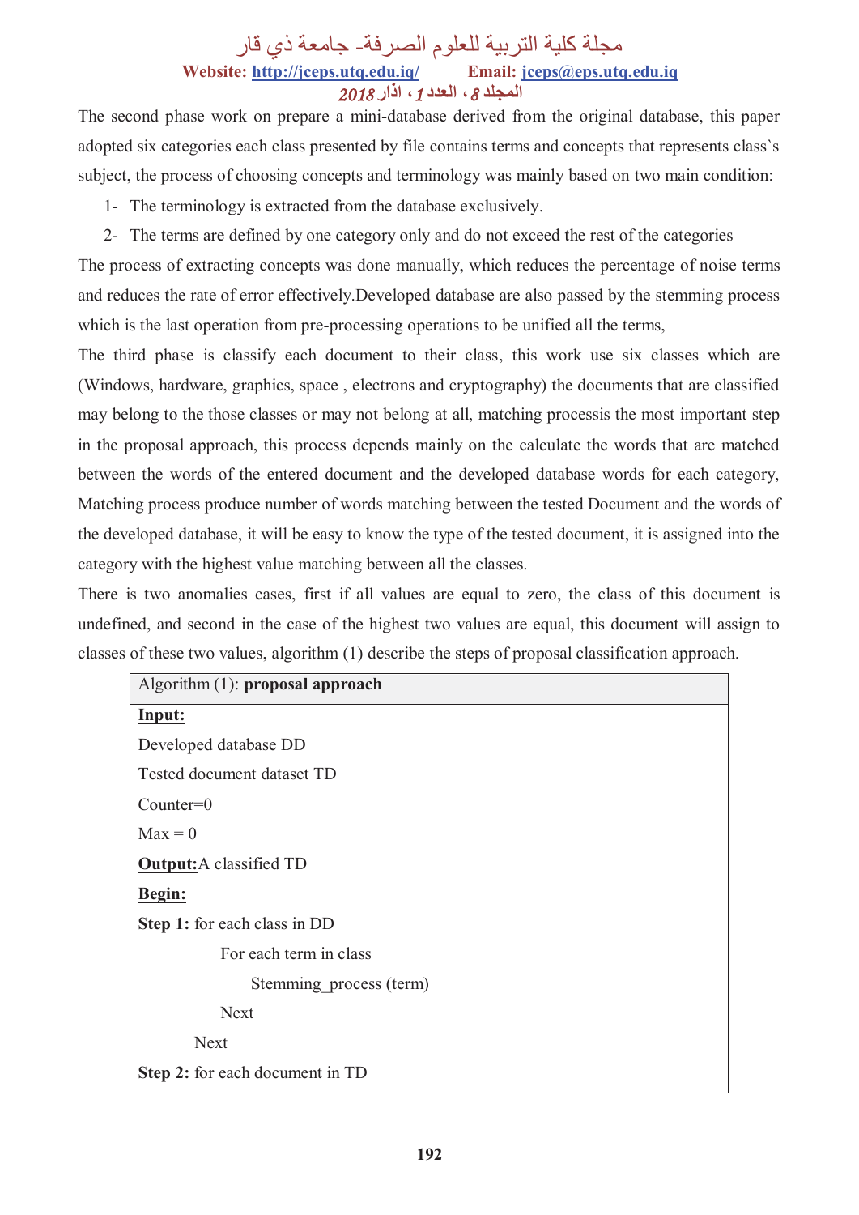The second phase work on prepare a mini-database derived from the original database, this paper adopted six categories each class presented by file contains terms and concepts that represents class`s subject, the process of choosing concepts and terminology was mainly based on two main condition:

1- The terminology is extracted from the database exclusively.
2- The terms are defined by one category only and do not exceed the rest of the categories

The process of extracting concepts was done manually, which reduces the percentage of noise terms and reduces the rate of error effectively.Developed database are also passed by the stemming process which is the last operation from pre-processing operations to be unified all the terms,

The third phase is classify each document to their class, this work use six classes which are (Windows, hardware, graphics, space , electrons and cryptography) the documents that are classified may belong to the those classes or may not belong at all, matching processis the most important step in the proposal approach, this process depends mainly on the calculate the words that are matched between the words of the entered document and the developed database words for each category, Matching process produce number of words matching between the tested Document and the words of the developed database, it will be easy to know the type of the tested document, it is assigned into the category with the highest value matching between all the classes.

There is two anomalies cases, first if all values are equal to zero, the class of this document is undefined, and second in the case of the highest two values are equal, this document will assign to classes of these two values, algorithm (1) describe the steps of proposal classification approach.

Algorithm (1): **proposal approach**

**Input:**

Developed database DD

Tested document dataset TD

Counter=0

Max = 0

**Output:** A classified TD

**Begin:**

**Step 1:** for each class in DD

    For each term in class

        Stemming_process (term)

    Next

Next

**Step 2:** for each document in TD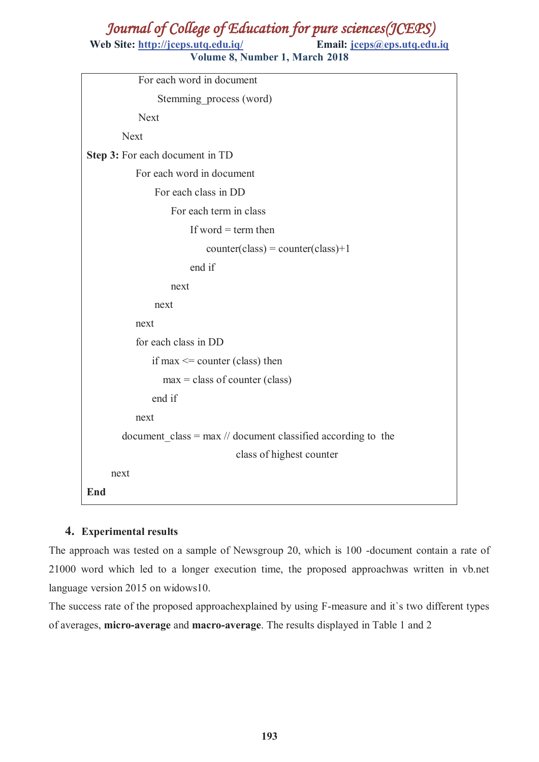```
            For each word in document
                Stemming_process (word)
            Next
        Next
Step 3: For each document in TD
            For each word in document
                For each class in DD
                    For each term in class
                        If word = term then
                            counter(class) = counter(class)+1
                        end if
                    next
                next
            next
            for each class in DD
                if max <= counter (class) then
                    max = class of counter (class)
                end if
            next
        document_class = max // document classified according to  the
                                        class of highest counter
    next
End
```

## 4. Experimental results

The approach was tested on a sample of Newsgroup 20, which is 100 -document contain a rate of 21000 word which led to a longer execution time, the proposed approachwas written in vb.net language version 2015 on widows10.

The success rate of the proposed approachexplained by using F-measure and it`s two different types of averages, **micro-average** and **macro-average**. The results displayed in Table 1 and 2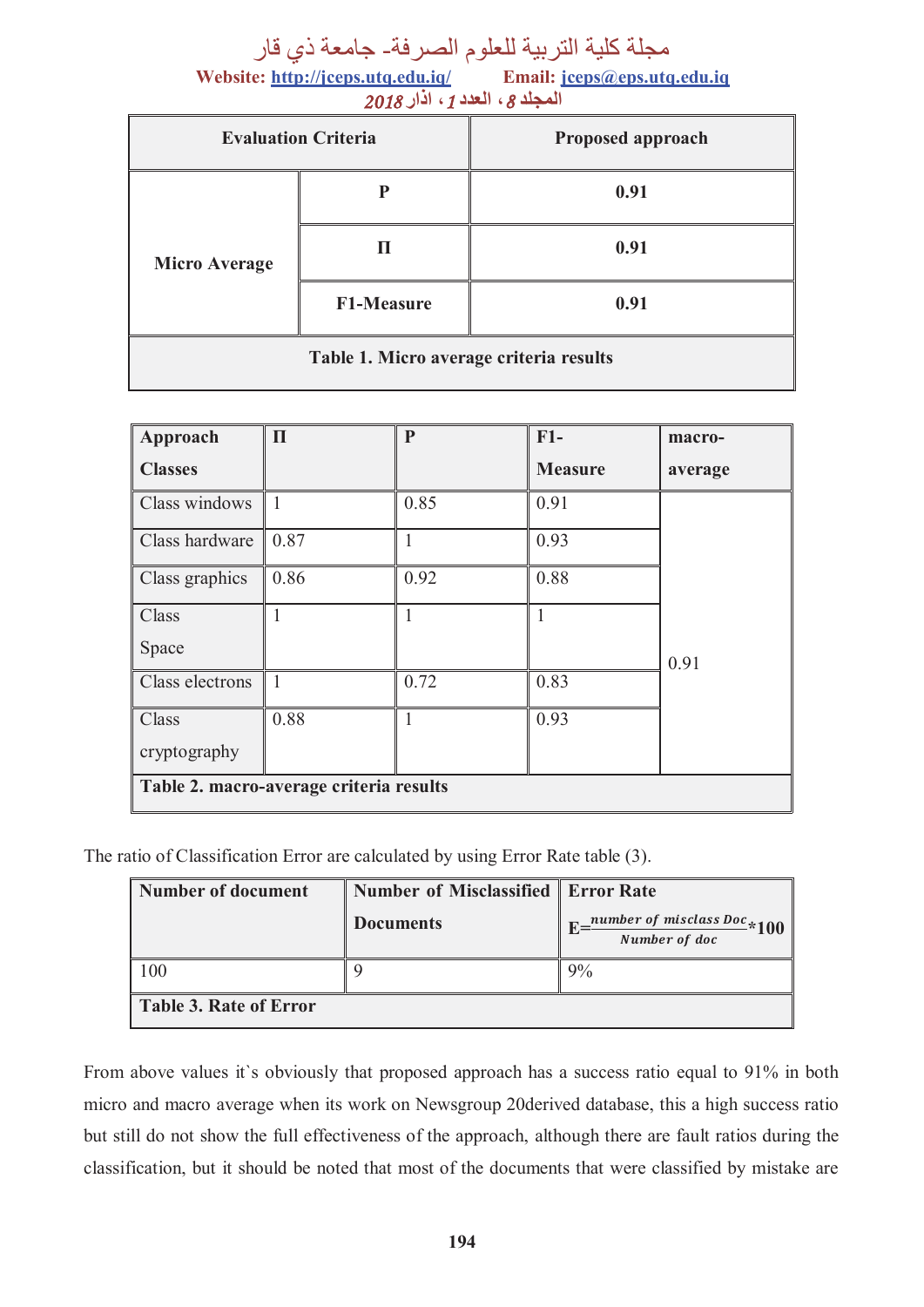| Evaluation Criteria | | Proposed approach |
|---|---|---|
| Micro Average | P | 0.91 |
| | Π | 0.91 |
| | F1-Measure | 0.91 |

Table 1. Micro average criteria results

| Approach Classes | Π | P | F1-Measure | macro-average |
|---|---|---|---|---|
| Class windows | 1 | 0.85 | 0.91 | 0.91 |
| Class hardware | 0.87 | 1 | 0.93 | |
| Class graphics | 0.86 | 0.92 | 0.88 | |
| Class Space | 1 | 1 | 1 | |
| Class electrons | 1 | 0.72 | 0.83 | |
| Class cryptography | 0.88 | 1 | 0.93 | |

Table 2. macro-average criteria results

The ratio of Classification Error are calculated by using Error Rate table (3).

| Number of document | Number of Misclassified Documents | Error Rate $E = \frac{number\ of\ misclass\ Doc}{Number\ of\ doc} * 100$ |
|---|---|---|
| 100 | 9 | 9% |

Table 3. Rate of Error

From above values it`s obviously that proposed approach has a success ratio equal to 91% in both micro and macro average when its work on Newsgroup 20derived database, this a high success ratio but still do not show the full effectiveness of the approach, although there are fault ratios during the classification, but it should be noted that most of the documents that were classified by mistake are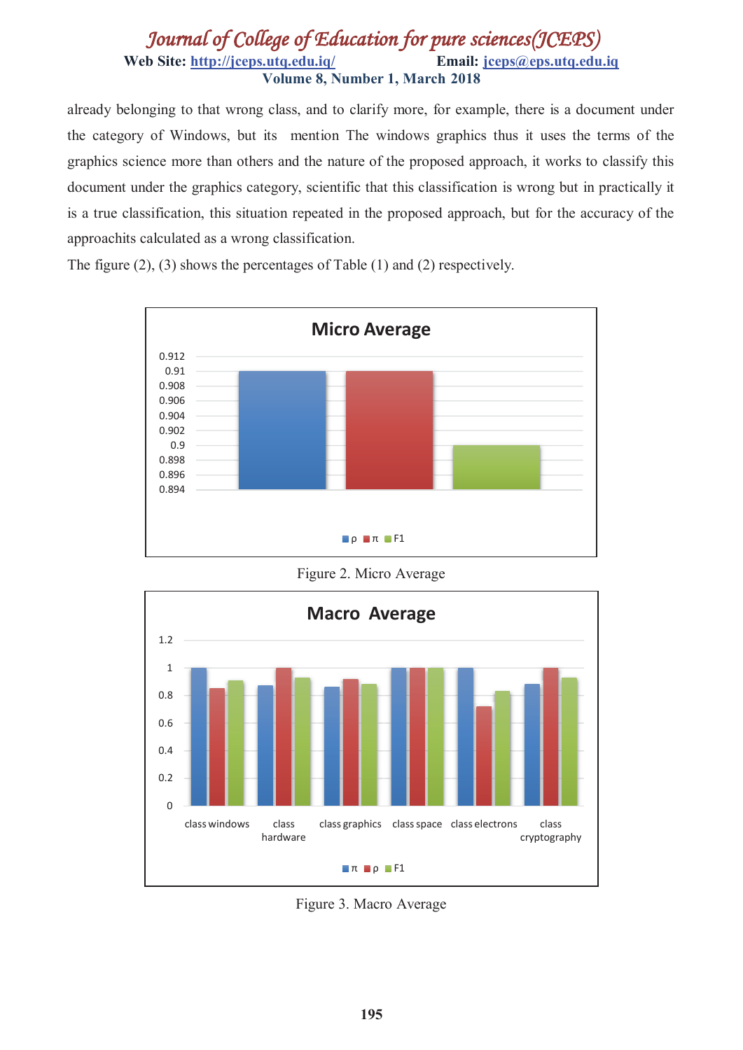already belonging to that wrong class, and to clarify more, for example, there is a document under the category of Windows, but its mention The windows graphics thus it uses the terms of the graphics science more than others and the nature of the proposed approach, it works to classify this document under the graphics category, scientific that this classification is wrong but in practically it is a true classification, this situation repeated in the proposed approach, but for the accuracy of the approachits calculated as a wrong classification.

The figure (2), (3) shows the percentages of Table (1) and (2) respectively.

Figure 2. Micro Average

Figure 3. Macro Average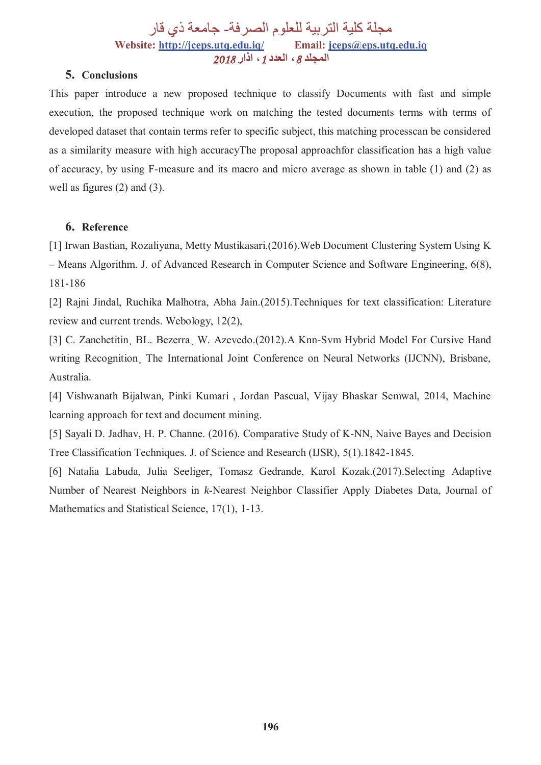## 5. Conclusions

This paper introduce a new proposed technique to classify Documents with fast and simple execution, the proposed technique work on matching the tested documents terms with terms of developed dataset that contain terms refer to specific subject, this matching processcan be considered as a similarity measure with high accuracyThe proposal approachfor classification has a high value of accuracy, by using F-measure and its macro and micro average as shown in table (1) and (2) as well as figures (2) and (3).

## 6. Reference

[1] Irwan Bastian, Rozaliyana, Metty Mustikasari.(2016).Web Document Clustering System Using K – Means Algorithm. J. of Advanced Research in Computer Science and Software Engineering, 6(8), 181-186

[2] Rajni Jindal, Ruchika Malhotra, Abha Jain.(2015).Techniques for text classification: Literature review and current trends. Webology, 12(2),

[3] C. Zanchetitin¸ BL. Bezerra¸ W. Azevedo.(2012).A Knn-Svm Hybrid Model For Cursive Hand writing Recognition¸ The International Joint Conference on Neural Networks (IJCNN), Brisbane, Australia.

[4] Vishwanath Bijalwan, Pinki Kumari , Jordan Pascual, Vijay Bhaskar Semwal, 2014, Machine learning approach for text and document mining.

[5] Sayali D. Jadhav, H. P. Channe. (2016). Comparative Study of K-NN, Naive Bayes and Decision Tree Classification Techniques. J. of Science and Research (IJSR), 5(1).1842-1845.

[6] Natalia Labuda, Julia Seeliger, Tomasz Gedrande, Karol Kozak.(2017).Selecting Adaptive Number of Nearest Neighbors in *k*-Nearest Neighbor Classifier Apply Diabetes Data, Journal of Mathematics and Statistical Science, 17(1), 1-13.